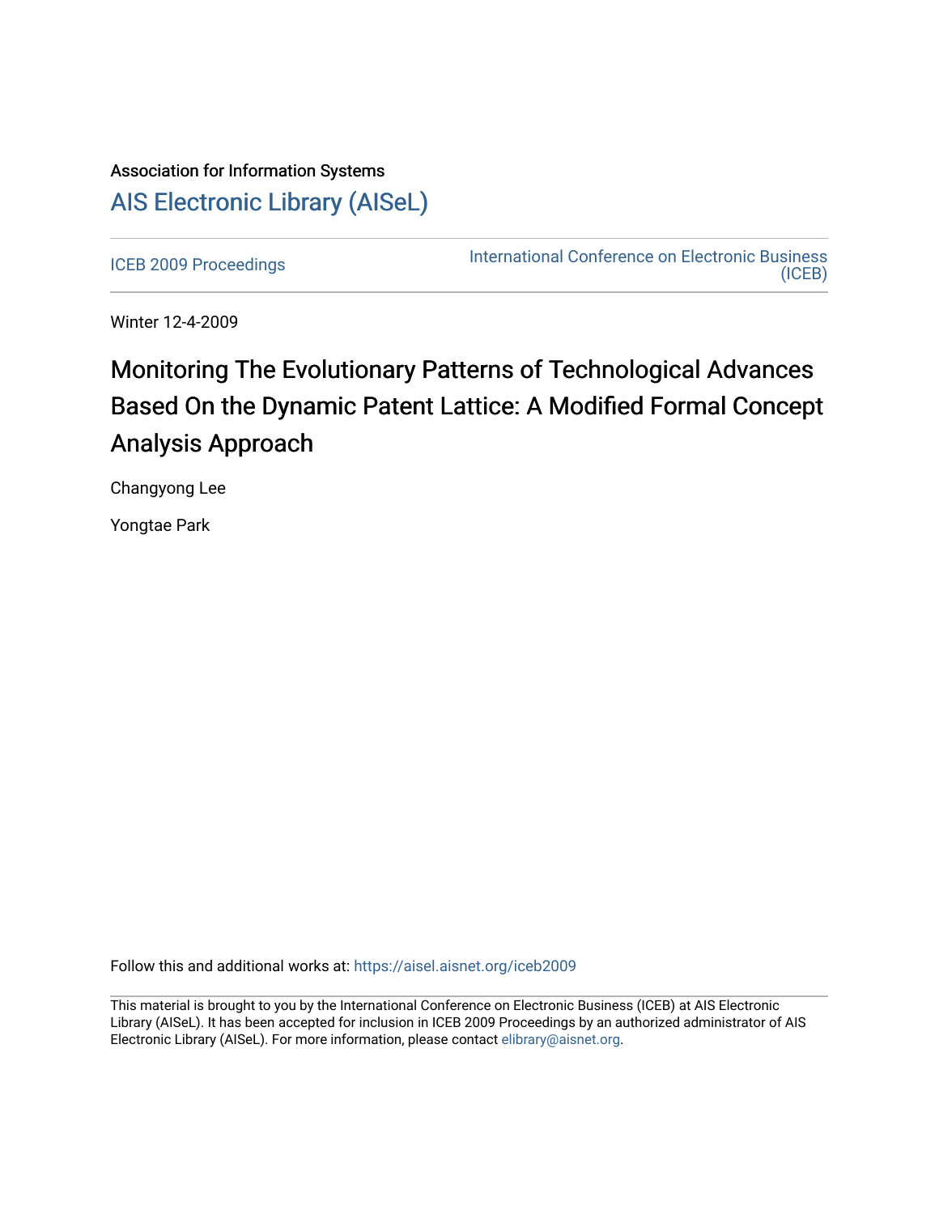Association for Information Systems

# AIS Electronic Library (AISeL)

ICEB 2009 Proceedings

International Conference on Electronic Business (ICEB)

Winter 12-4-2009

# Monitoring The Evolutionary Patterns of Technological Advances Based On the Dynamic Patent Lattice: A Modified Formal Concept Analysis Approach

Changyong Lee

Yongtae Park

Follow this and additional works at: https://aisel.aisnet.org/iceb2009

This material is brought to you by the International Conference on Electronic Business (ICEB) at AIS Electronic Library (AISeL). It has been accepted for inclusion in ICEB 2009 Proceedings by an authorized administrator of AIS Electronic Library (AISeL). For more information, please contact elibrary@aisnet.org.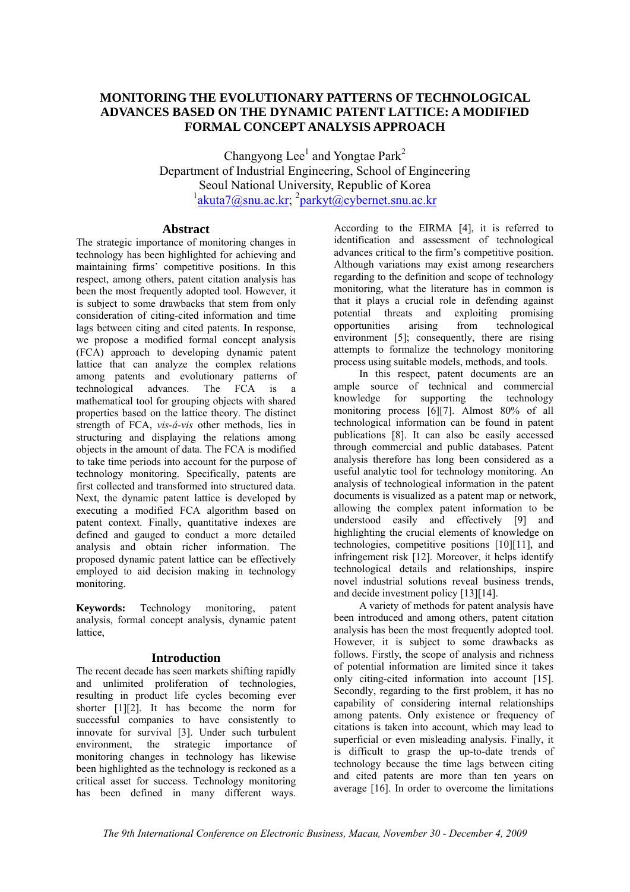# MONITORING THE EVOLUTIONARY PATTERNS OF TECHNOLOGICAL ADVANCES BASED ON THE DYNAMIC PATENT LATTICE: A MODIFIED FORMAL CONCEPT ANALYSIS APPROACH

Changyong Lee[1] and Yongtae Park[2]
Department of Industrial Engineering, School of Engineering
Seoul National University, Republic of Korea
[1]akuta7@snu.ac.kr; [2]parkyt@cybernet.snu.ac.kr

## Abstract

The strategic importance of monitoring changes in technology has been highlighted for achieving and maintaining firms' competitive positions. In this respect, among others, patent citation analysis has been the most frequently adopted tool. However, it is subject to some drawbacks that stem from only consideration of citing-cited information and time lags between citing and cited patents. In response, we propose a modified formal concept analysis (FCA) approach to developing dynamic patent lattice that can analyze the complex relations among patents and evolutionary patterns of technological advances. The FCA is a mathematical tool for grouping objects with shared properties based on the lattice theory. The distinct strength of FCA, *vis-á-vis* other methods, lies in structuring and displaying the relations among objects in the amount of data. The FCA is modified to take time periods into account for the purpose of technology monitoring. Specifically, patents are first collected and transformed into structured data. Next, the dynamic patent lattice is developed by executing a modified FCA algorithm based on patent context. Finally, quantitative indexes are defined and gauged to conduct a more detailed analysis and obtain richer information. The proposed dynamic patent lattice can be effectively employed to aid decision making in technology monitoring.

**Keywords:** Technology monitoring, patent analysis, formal concept analysis, dynamic patent lattice,

## Introduction

The recent decade has seen markets shifting rapidly and unlimited proliferation of technologies, resulting in product life cycles becoming ever shorter [1][2]. It has become the norm for successful companies to have consistently to innovate for survival [3]. Under such turbulent environment, the strategic importance of monitoring changes in technology has likewise been highlighted as the technology is reckoned as a critical asset for success. Technology monitoring has been defined in many different ways. According to the EIRMA [4], it is referred to identification and assessment of technological advances critical to the firm's competitive position. Although variations may exist among researchers regarding to the definition and scope of technology monitoring, what the literature has in common is that it plays a crucial role in defending against potential threats and exploiting promising opportunities arising from technological environment [5]; consequently, there are rising attempts to formalize the technology monitoring process using suitable models, methods, and tools.

In this respect, patent documents are an ample source of technical and commercial knowledge for supporting the technology monitoring process [6][7]. Almost 80% of all technological information can be found in patent publications [8]. It can also be easily accessed through commercial and public databases. Patent analysis therefore has long been considered as a useful analytic tool for technology monitoring. An analysis of technological information in the patent documents is visualized as a patent map or network, allowing the complex patent information to be understood easily and effectively [9] and highlighting the crucial elements of knowledge on technologies, competitive positions [10][11], and infringement risk [12]. Moreover, it helps identify technological details and relationships, inspire novel industrial solutions reveal business trends, and decide investment policy [13][14].

A variety of methods for patent analysis have been introduced and among others, patent citation analysis has been the most frequently adopted tool. However, it is subject to some drawbacks as follows. Firstly, the scope of analysis and richness of potential information are limited since it takes only citing-cited information into account [15]. Secondly, regarding to the first problem, it has no capability of considering internal relationships among patents. Only existence or frequency of citations is taken into account, which may lead to superficial or even misleading analysis. Finally, it is difficult to grasp the up-to-date trends of technology because the time lags between citing and cited patents are more than ten years on average [16]. In order to overcome the limitations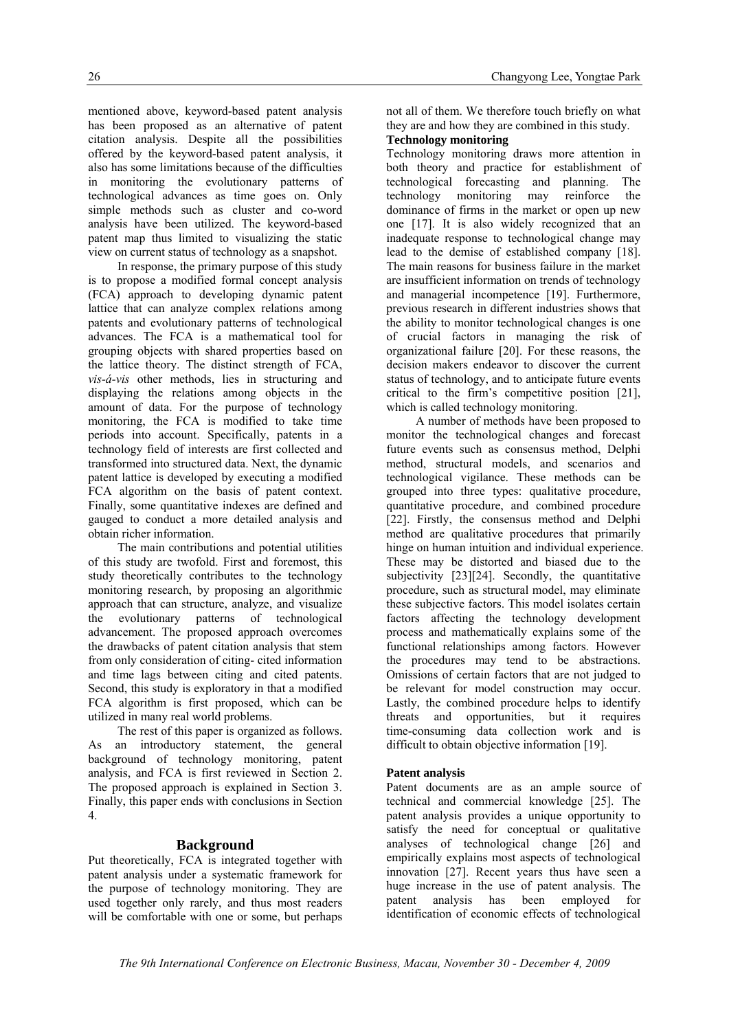mentioned above, keyword-based patent analysis has been proposed as an alternative of patent citation analysis. Despite all the possibilities offered by the keyword-based patent analysis, it also has some limitations because of the difficulties in monitoring the evolutionary patterns of technological advances as time goes on. Only simple methods such as cluster and co-word analysis have been utilized. The keyword-based patent map thus limited to visualizing the static view on current status of technology as a snapshot.

In response, the primary purpose of this study is to propose a modified formal concept analysis (FCA) approach to developing dynamic patent lattice that can analyze complex relations among patents and evolutionary patterns of technological advances. The FCA is a mathematical tool for grouping objects with shared properties based on the lattice theory. The distinct strength of FCA, *vis-á-vis* other methods, lies in structuring and displaying the relations among objects in the amount of data. For the purpose of technology monitoring, the FCA is modified to take time periods into account. Specifically, patents in a technology field of interests are first collected and transformed into structured data. Next, the dynamic patent lattice is developed by executing a modified FCA algorithm on the basis of patent context. Finally, some quantitative indexes are defined and gauged to conduct a more detailed analysis and obtain richer information.

The main contributions and potential utilities of this study are twofold. First and foremost, this study theoretically contributes to the technology monitoring research, by proposing an algorithmic approach that can structure, analyze, and visualize the evolutionary patterns of technological advancement. The proposed approach overcomes the drawbacks of patent citation analysis that stem from only consideration of citing- cited information and time lags between citing and cited patents. Second, this study is exploratory in that a modified FCA algorithm is first proposed, which can be utilized in many real world problems.

The rest of this paper is organized as follows. As an introductory statement, the general background of technology monitoring, patent analysis, and FCA is first reviewed in Section 2. The proposed approach is explained in Section 3. Finally, this paper ends with conclusions in Section 4.

## Background

Put theoretically, FCA is integrated together with patent analysis under a systematic framework for the purpose of technology monitoring. They are used together only rarely, and thus most readers will be comfortable with one or some, but perhaps not all of them. We therefore touch briefly on what they are and how they are combined in this study.

### Technology monitoring

Technology monitoring draws more attention in both theory and practice for establishment of technological forecasting and planning. The technology monitoring may reinforce the dominance of firms in the market or open up new one [17]. It is also widely recognized that an inadequate response to technological change may lead to the demise of established company [18]. The main reasons for business failure in the market are insufficient information on trends of technology and managerial incompetence [19]. Furthermore, previous research in different industries shows that the ability to monitor technological changes is one of crucial factors in managing the risk of organizational failure [20]. For these reasons, the decision makers endeavor to discover the current status of technology, and to anticipate future events critical to the firm's competitive position [21], which is called technology monitoring.

A number of methods have been proposed to monitor the technological changes and forecast future events such as consensus method, Delphi method, structural models, and scenarios and technological vigilance. These methods can be grouped into three types: qualitative procedure, quantitative procedure, and combined procedure [22]. Firstly, the consensus method and Delphi method are qualitative procedures that primarily hinge on human intuition and individual experience. These may be distorted and biased due to the subjectivity [23][24]. Secondly, the quantitative procedure, such as structural model, may eliminate these subjective factors. This model isolates certain factors affecting the technology development process and mathematically explains some of the functional relationships among factors. However the procedures may tend to be abstractions. Omissions of certain factors that are not judged to be relevant for model construction may occur. Lastly, the combined procedure helps to identify threats and opportunities, but it requires time-consuming data collection work and is difficult to obtain objective information [19].

### Patent analysis

Patent documents are as an ample source of technical and commercial knowledge [25]. The patent analysis provides a unique opportunity to satisfy the need for conceptual or qualitative analyses of technological change [26] and empirically explains most aspects of technological innovation [27]. Recent years thus have seen a huge increase in the use of patent analysis. The patent analysis has been employed for identification of economic effects of technological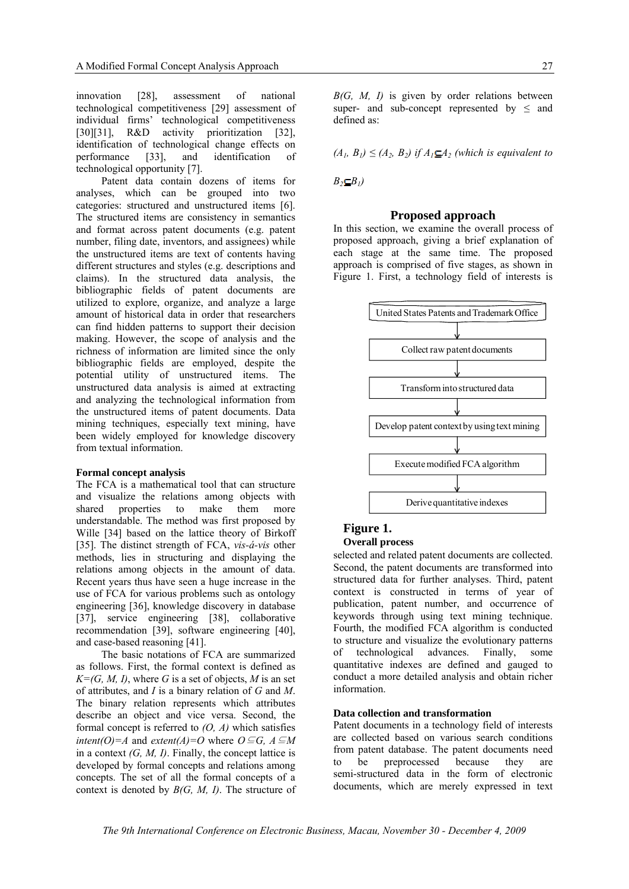innovation [28], assessment of national technological competitiveness [29] assessment of individual firms' technological competitiveness [30][31], R&D activity prioritization [32], identification of technological change effects on performance [33], and identification of technological opportunity [7].

Patent data contain dozens of items for analyses, which can be grouped into two categories: structured and unstructured items [6]. The structured items are consistency in semantics and format across patent documents (e.g. patent number, filing date, inventors, and assignees) while the unstructured items are text of contents having different structures and styles (e.g. descriptions and claims). In the structured data analysis, the bibliographic fields of patent documents are utilized to explore, organize, and analyze a large amount of historical data in order that researchers can find hidden patterns to support their decision making. However, the scope of analysis and the richness of information are limited since the only bibliographic fields are employed, despite the potential utility of unstructured items. The unstructured data analysis is aimed at extracting and analyzing the technological information from the unstructured items of patent documents. Data mining techniques, especially text mining, have been widely employed for knowledge discovery from textual information.

#### Formal concept analysis

The FCA is a mathematical tool that can structure and visualize the relations among objects with shared properties to make them more understandable. The method was first proposed by Wille [34] based on the lattice theory of Birkoff [35]. The distinct strength of FCA, *vis-á-vis* other methods, lies in structuring and displaying the relations among objects in the amount of data. Recent years thus have seen a huge increase in the use of FCA for various problems such as ontology engineering [36], knowledge discovery in database [37], service engineering [38], collaborative recommendation [39], software engineering [40], and case-based reasoning [41].

The basic notations of FCA are summarized as follows. First, the formal context is defined as $K=(G, M, I)$, where $G$ is a set of objects, $M$ is an set of attributes, and $I$ is a binary relation of $G$ and $M$. The binary relation represents which attributes describe an object and vice versa. Second, the formal concept is referred to $(O, A)$ which satisfies $intent(O)=A$ and $extent(A)=O$ where $O \subseteq G$, $A \subseteq M$ in a context $(G, M, I)$. Finally, the concept lattice is developed by formal concepts and relations among concepts. The set of all the formal concepts of a context is denoted by $B(G, M, I)$. The structure of $B(G, M, I)$ is given by order relations between super- and sub-concept represented by $\leq$ and defined as:

$$(A_1, B_1) \leq (A_2, B_2) \text{ if } A_1 \subseteq A_2 \text{ (which is equivalent to } B_2 \subseteq B_1)$$

## Proposed approach

In this section, we examine the overall process of proposed approach, giving a brief explanation of each stage at the same time. The proposed approach is comprised of five stages, as shown in Figure 1. First, a technology field of interests is selected and related patent documents are collected. Second, the patent documents are transformed into structured data for further analyses. Third, patent context is constructed in terms of year of publication, patent number, and occurrence of keywords through using text mining technique. Fourth, the modified FCA algorithm is conducted to structure and visualize the evolutionary patterns of technological advances. Finally, some quantitative indexes are defined and gauged to conduct a more detailed analysis and obtain richer information.

United States Patents and Trademark Office → Collect raw patent documents → Transform into structured data → Develop patent context by using text mining → Execute modified FCA algorithm → Derive quantitative indexes

**Figure 1.**
**Overall process**

#### Data collection and transformation

Patent documents in a technology field of interests are collected based on various search conditions from patent database. The patent documents need to be preprocessed because they are semi-structured data in the form of electronic documents, which are merely expressed in text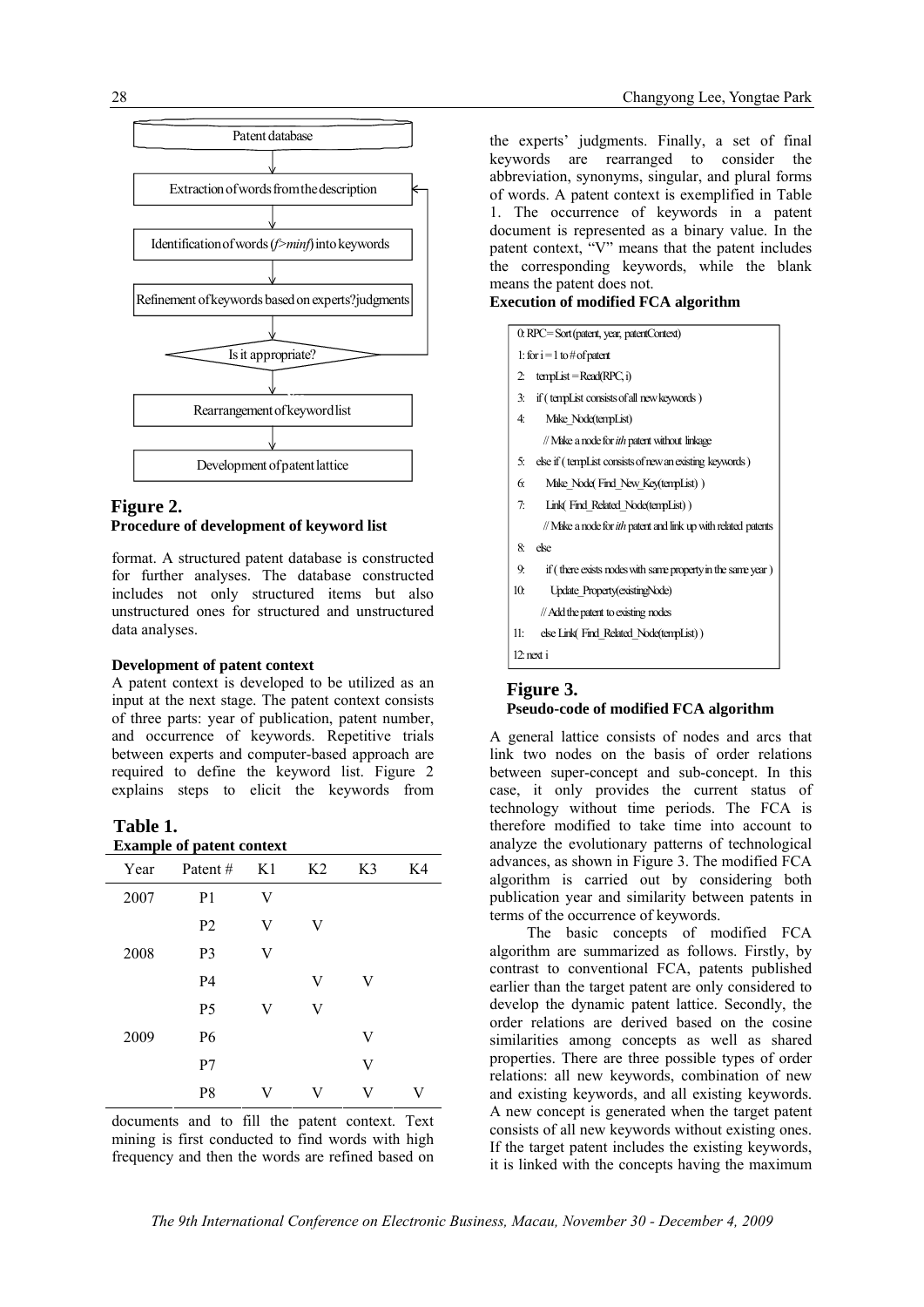Patent database

Extraction of words from the description

Identification of words ($f > minf$) into keywords

Refinement of keywords based on experts?judgments

Is it appropriate?

Rearrangement of keyword list

Development of patent lattice

**Figure 2.**
**Procedure of development of keyword list**

format. A structured patent database is constructed for further analyses. The database constructed includes not only structured items but also unstructured ones for structured and unstructured data analyses.

**Development of patent context**

A patent context is developed to be utilized as an input at the next stage. The patent context consists of three parts: year of publication, patent number, and occurrence of keywords. Repetitive trials between experts and computer-based approach are required to define the keyword list. Figure 2 explains steps to elicit the keywords from documents and to fill the patent context. Text mining is first conducted to find words with high frequency and then the words are refined based on the experts' judgments. Finally, a set of final keywords are rearranged to consider the abbreviation, synonyms, singular, and plural forms of words. A patent context is exemplified in Table 1. The occurrence of keywords in a patent document is represented as a binary value. In the patent context, "V" means that the patent includes the corresponding keywords, while the blank means the patent does not.

**Table 1.**
**Example of patent context**

| Year | Patent # | K1 | K2 | K3 | K4 |
|---|---|---|---|---|---|
| 2007 | P1 | V | | | |
| | P2 | V | V | | |
| 2008 | P3 | V | | | |
| | P4 | | V | V | |
| | P5 | V | V | | |
| 2009 | P6 | | | V | |
| | P7 | | | V | |
| | P8 | V | V | V | V |

**Execution of modified FCA algorithm**

```
0: RPC = Sort(patent, year, patentContext)
1: for i = 1 to # of patent
2:   tempList = Read(RPC, i)
3:   if ( tempList consists of all new keywords )
4:     Make_Node(tempList)
       // Make a node for ith patent without linkage
5:   else if ( tempList consists of new an existing keywords )
6:     Make_Node( Find_New_Key(tempList) )
7:     Link( Find_Related_Node(tempList) )
       // Make a node for ith patent and link up with related patents
8:   else
9:     if ( there exists nodes with same property in the same year )
10:      Update_Property(existingNode)
       // Add the patent to existing nodes
11:    else Link( Find_Related_Node(tempList) )
12: next i
```

**Figure 3.**
**Pseudo-code of modified FCA algorithm**

A general lattice consists of nodes and arcs that link two nodes on the basis of order relations between super-concept and sub-concept. In this case, it only provides the current status of technology without time periods. The FCA is therefore modified to take time into account to analyze the evolutionary patterns of technological advances, as shown in Figure 3. The modified FCA algorithm is carried out by considering both publication year and similarity between patents in terms of the occurrence of keywords.

The basic concepts of modified FCA algorithm are summarized as follows. Firstly, by contrast to conventional FCA, patents published earlier than the target patent are only considered to develop the dynamic patent lattice. Secondly, the order relations are derived based on the cosine similarities among concepts as well as shared properties. There are three possible types of order relations: all new keywords, combination of new and existing keywords, and all existing keywords. A new concept is generated when the target patent consists of all new keywords without existing ones. If the target patent includes the existing keywords, it is linked with the concepts having the maximum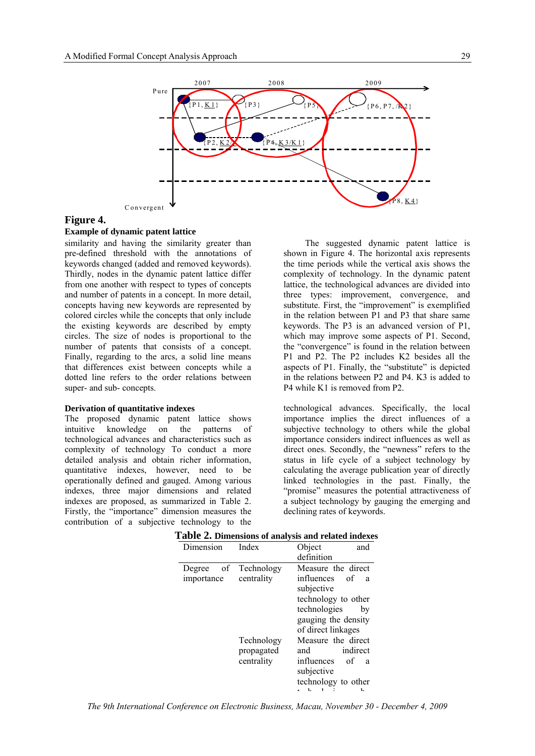**Figure 4.**
**Example of dynamic patent lattice**

similarity and having the similarity greater than pre-defined threshold with the annotations of keywords changed (added and removed keywords). Thirdly, nodes in the dynamic patent lattice differ from one another with respect to types of concepts and number of patents in a concept. In more detail, concepts having new keywords are represented by colored circles while the concepts that only include the existing keywords are described by empty circles. The size of nodes is proportional to the number of patents that consists of a concept. Finally, regarding to the arcs, a solid line means that differences exist between concepts while a dotted line refers to the order relations between super- and sub- concepts.

The suggested dynamic patent lattice is shown in Figure 4. The horizontal axis represents the time periods while the vertical axis shows the complexity of technology. In the dynamic patent lattice, the technological advances are divided into three types: improvement, convergence, and substitute. First, the "improvement" is exemplified in the relation between P1 and P3 that share same keywords. The P3 is an advanced version of P1, which may improve some aspects of P1. Second, the "convergence" is found in the relation between P1 and P2. The P2 includes K2 besides all the aspects of P1. Finally, the "substitute" is depicted in the relations between P2 and P4. K3 is added to P4 while K1 is removed from P2.

**Derivation of quantitative indexes**

The proposed dynamic patent lattice shows intuitive knowledge on the patterns of technological advances and characteristics such as complexity of technology To conduct a more detailed analysis and obtain richer information, quantitative indexes, however, need to be operationally defined and gauged. Among various indexes, three major dimensions and related indexes are proposed, as summarized in Table 2. Firstly, the "importance" dimension measures the contribution of a subjective technology to the technological advances. Specifically, the local importance implies the direct influences of a subjective technology to others while the global importance considers indirect influences as well as direct ones. Secondly, the "newness" refers to the status in life cycle of a subject technology by calculating the average publication year of directly linked technologies in the past. Finally, the "promise" measures the potential attractiveness of a subject technology by gauging the emerging and declining rates of keywords.

**Table 2. Dimensions of analysis and related indexes**

| Dimension | Index | Object and definition |
|---|---|---|
| Degree of importance | Technology centrality | Measure the direct influences of a subjective technology to other technologies by gauging the density of direct linkages |
| | Technology propagated centrality | Measure the direct and indirect influences of a subjective technology to other technologies by |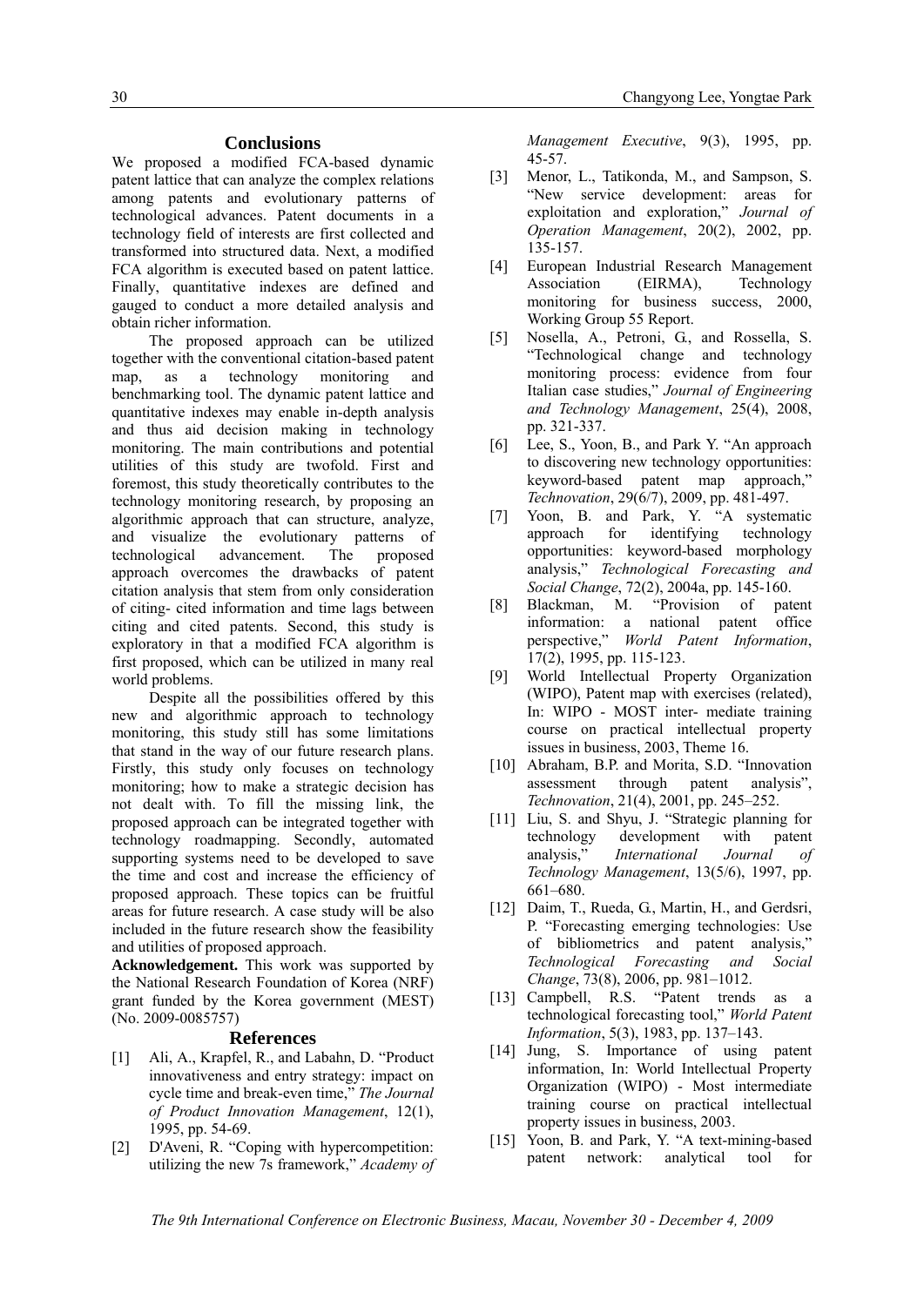## Conclusions

We proposed a modified FCA-based dynamic patent lattice that can analyze the complex relations among patents and evolutionary patterns of technological advances. Patent documents in a technology field of interests are first collected and transformed into structured data. Next, a modified FCA algorithm is executed based on patent lattice. Finally, quantitative indexes are defined and gauged to conduct a more detailed analysis and obtain richer information.

The proposed approach can be utilized together with the conventional citation-based patent map, as a technology monitoring and benchmarking tool. The dynamic patent lattice and quantitative indexes may enable in-depth analysis and thus aid decision making in technology monitoring. The main contributions and potential utilities of this study are twofold. First and foremost, this study theoretically contributes to the technology monitoring research, by proposing an algorithmic approach that can structure, analyze, and visualize the evolutionary patterns of technological advancement. The proposed approach overcomes the drawbacks of patent citation analysis that stem from only consideration of citing- cited information and time lags between citing and cited patents. Second, this study is exploratory in that a modified FCA algorithm is first proposed, which can be utilized in many real world problems.

Despite all the possibilities offered by this new and algorithmic approach to technology monitoring, this study still has some limitations that stand in the way of our future research plans. Firstly, this study only focuses on technology monitoring; how to make a strategic decision has not dealt with. To fill the missing link, the proposed approach can be integrated together with technology roadmapping. Secondly, automated supporting systems need to be developed to save the time and cost and increase the efficiency of proposed approach. These topics can be fruitful areas for future research. A case study will be also included in the future research show the feasibility and utilities of proposed approach.

**Acknowledgement.** This work was supported by the National Research Foundation of Korea (NRF) grant funded by the Korea government (MEST) (No. 2009-0085757)

## References

[1] Ali, A., Krapfel, R., and Labahn, D. "Product innovativeness and entry strategy: impact on cycle time and break-even time," *The Journal of Product Innovation Management*, 12(1), 1995, pp. 54-69.

[2] D'Aveni, R. "Coping with hypercompetition: utilizing the new 7s framework," *Academy of Management Executive*, 9(3), 1995, pp. 45-57.

[3] Menor, L., Tatikonda, M., and Sampson, S. "New service development: areas for exploitation and exploration," *Journal of Operation Management*, 20(2), 2002, pp. 135-157.

[4] European Industrial Research Management Association (EIRMA), Technology monitoring for business success, 2000, Working Group 55 Report.

[5] Nosella, A., Petroni, G., and Rossella, S. "Technological change and technology monitoring process: evidence from four Italian case studies," *Journal of Engineering and Technology Management*, 25(4), 2008, pp. 321-337.

[6] Lee, S., Yoon, B., and Park Y. "An approach to discovering new technology opportunities: keyword-based patent map approach," *Technovation*, 29(6/7), 2009, pp. 481-497.

[7] Yoon, B. and Park, Y. "A systematic approach for identifying technology opportunities: keyword-based morphology analysis," *Technological Forecasting and Social Change*, 72(2), 2004a, pp. 145-160.

[8] Blackman, M. "Provision of patent information: a national patent office perspective," *World Patent Information*, 17(2), 1995, pp. 115-123.

[9] World Intellectual Property Organization (WIPO), Patent map with exercises (related), In: WIPO - MOST inter- mediate training course on practical intellectual property issues in business, 2003, Theme 16.

[10] Abraham, B.P. and Morita, S.D. "Innovation assessment through patent analysis", *Technovation*, 21(4), 2001, pp. 245–252.

[11] Liu, S. and Shyu, J. "Strategic planning for technology development with patent analysis," *International Journal of Technology Management*, 13(5/6), 1997, pp. 661–680.

[12] Daim, T., Rueda, G., Martin, H., and Gerdsri, P. "Forecasting emerging technologies: Use of bibliometrics and patent analysis," *Technological Forecasting and Social Change*, 73(8), 2006, pp. 981–1012.

[13] Campbell, R.S. "Patent trends as a technological forecasting tool," *World Patent Information*, 5(3), 1983, pp. 137–143.

[14] Jung, S. Importance of using patent information, In: World Intellectual Property Organization (WIPO) - Most intermediate training course on practical intellectual property issues in business, 2003.

[15] Yoon, B. and Park, Y. "A text-mining-based patent network: analytical tool for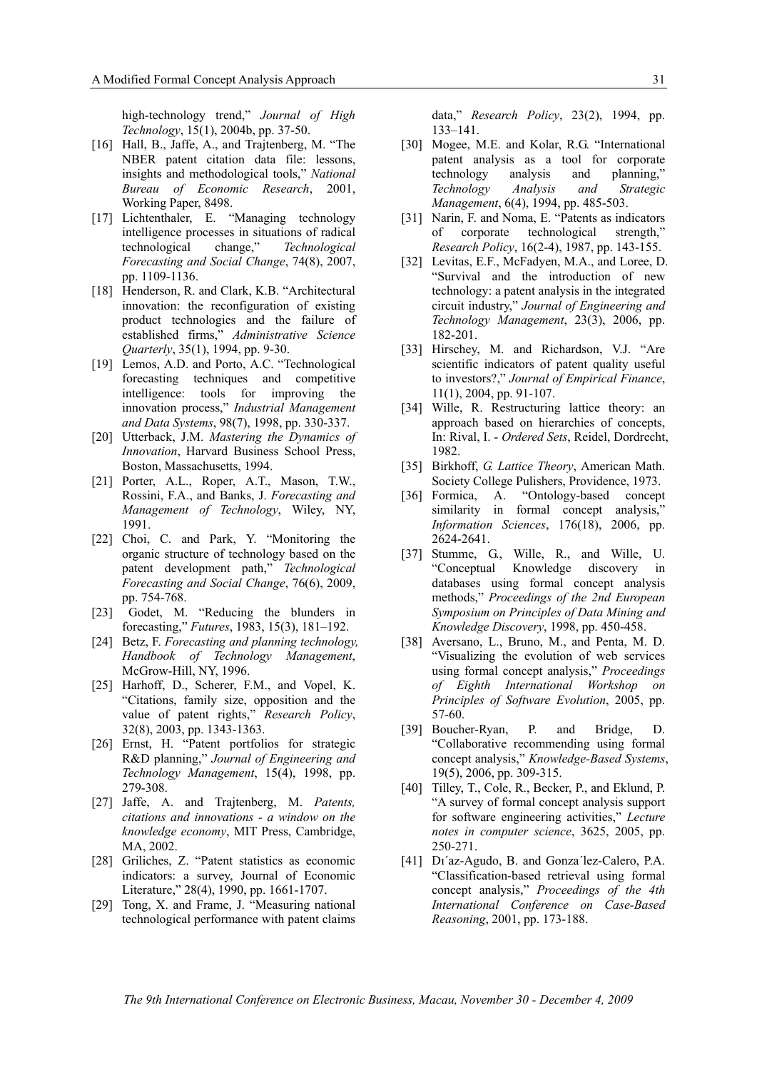high-technology trend," *Journal of High Technology*, 15(1), 2004b, pp. 37-50.

[16] Hall, B., Jaffe, A., and Trajtenberg, M. "The NBER patent citation data file: lessons, insights and methodological tools," *National Bureau of Economic Research*, 2001, Working Paper, 8498.

[17] Lichtenthaler, E. "Managing technology intelligence processes in situations of radical technological change," *Technological Forecasting and Social Change*, 74(8), 2007, pp. 1109-1136.

[18] Henderson, R. and Clark, K.B. "Architectural innovation: the reconfiguration of existing product technologies and the failure of established firms," *Administrative Science Quarterly*, 35(1), 1994, pp. 9-30.

[19] Lemos, A.D. and Porto, A.C. "Technological forecasting techniques and competitive intelligence: tools for improving the innovation process," *Industrial Management and Data Systems*, 98(7), 1998, pp. 330-337.

[20] Utterback, J.M. *Mastering the Dynamics of Innovation*, Harvard Business School Press, Boston, Massachusetts, 1994.

[21] Porter, A.L., Roper, A.T., Mason, T.W., Rossini, F.A., and Banks, J. *Forecasting and Management of Technology*, Wiley, NY, 1991.

[22] Choi, C. and Park, Y. "Monitoring the organic structure of technology based on the patent development path," *Technological Forecasting and Social Change*, 76(6), 2009, pp. 754-768.

[23] Godet, M. "Reducing the blunders in forecasting," *Futures*, 1983, 15(3), 181–192.

[24] Betz, F. *Forecasting and planning technology, Handbook of Technology Management*, McGrow-Hill, NY, 1996.

[25] Harhoff, D., Scherer, F.M., and Vopel, K. "Citations, family size, opposition and the value of patent rights," *Research Policy*, 32(8), 2003, pp. 1343-1363.

[26] Ernst, H. "Patent portfolios for strategic R&D planning," *Journal of Engineering and Technology Management*, 15(4), 1998, pp. 279-308.

[27] Jaffe, A. and Trajtenberg, M. *Patents, citations and innovations - a window on the knowledge economy*, MIT Press, Cambridge, MA, 2002.

[28] Griliches, Z. "Patent statistics as economic indicators: a survey, Journal of Economic Literature," 28(4), 1990, pp. 1661-1707.

[29] Tong, X. and Frame, J. "Measuring national technological performance with patent claims data," *Research Policy*, 23(2), 1994, pp. 133–141.

[30] Mogee, M.E. and Kolar, R.G. "International patent analysis as a tool for corporate technology analysis and planning," *Technology Analysis and Strategic Management*, 6(4), 1994, pp. 485-503.

[31] Narin, F. and Noma, E. "Patents as indicators of corporate technological strength," *Research Policy*, 16(2-4), 1987, pp. 143-155.

[32] Levitas, E.F., McFadyen, M.A., and Loree, D. "Survival and the introduction of new technology: a patent analysis in the integrated circuit industry," *Journal of Engineering and Technology Management*, 23(3), 2006, pp. 182-201.

[33] Hirschey, M. and Richardson, V.J. "Are scientific indicators of patent quality useful to investors?," *Journal of Empirical Finance*, 11(1), 2004, pp. 91-107.

[34] Wille, R. Restructuring lattice theory: an approach based on hierarchies of concepts, In: Rival, I. - *Ordered Sets*, Reidel, Dordrecht, 1982.

[35] Birkhoff, *G. Lattice Theory*, American Math. Society College Pulishers, Providence, 1973.

[36] Formica, A. "Ontology-based concept similarity in formal concept analysis," *Information Sciences*, 176(18), 2006, pp. 2624-2641.

[37] Stumme, G., Wille, R., and Wille, U. "Conceptual Knowledge discovery in databases using formal concept analysis methods," *Proceedings of the 2nd European Symposium on Principles of Data Mining and Knowledge Discovery*, 1998, pp. 450-458.

[38] Aversano, L., Bruno, M., and Penta, M. D. "Visualizing the evolution of web services using formal concept analysis," *Proceedings of Eighth International Workshop on Principles of Software Evolution*, 2005, pp. 57-60.

[39] Boucher-Ryan, P. and Bridge, D. "Collaborative recommending using formal concept analysis," *Knowledge-Based Systems*, 19(5), 2006, pp. 309-315.

[40] Tilley, T., Cole, R., Becker, P., and Eklund, P. "A survey of formal concept analysis support for software engineering activities," *Lecture notes in computer science*, 3625, 2005, pp. 250-271.

[41] Dı´az-Agudo, B. and Gonza´lez-Calero, P.A. "Classification-based retrieval using formal concept analysis," *Proceedings of the 4th International Conference on Case-Based Reasoning*, 2001, pp. 173-188.